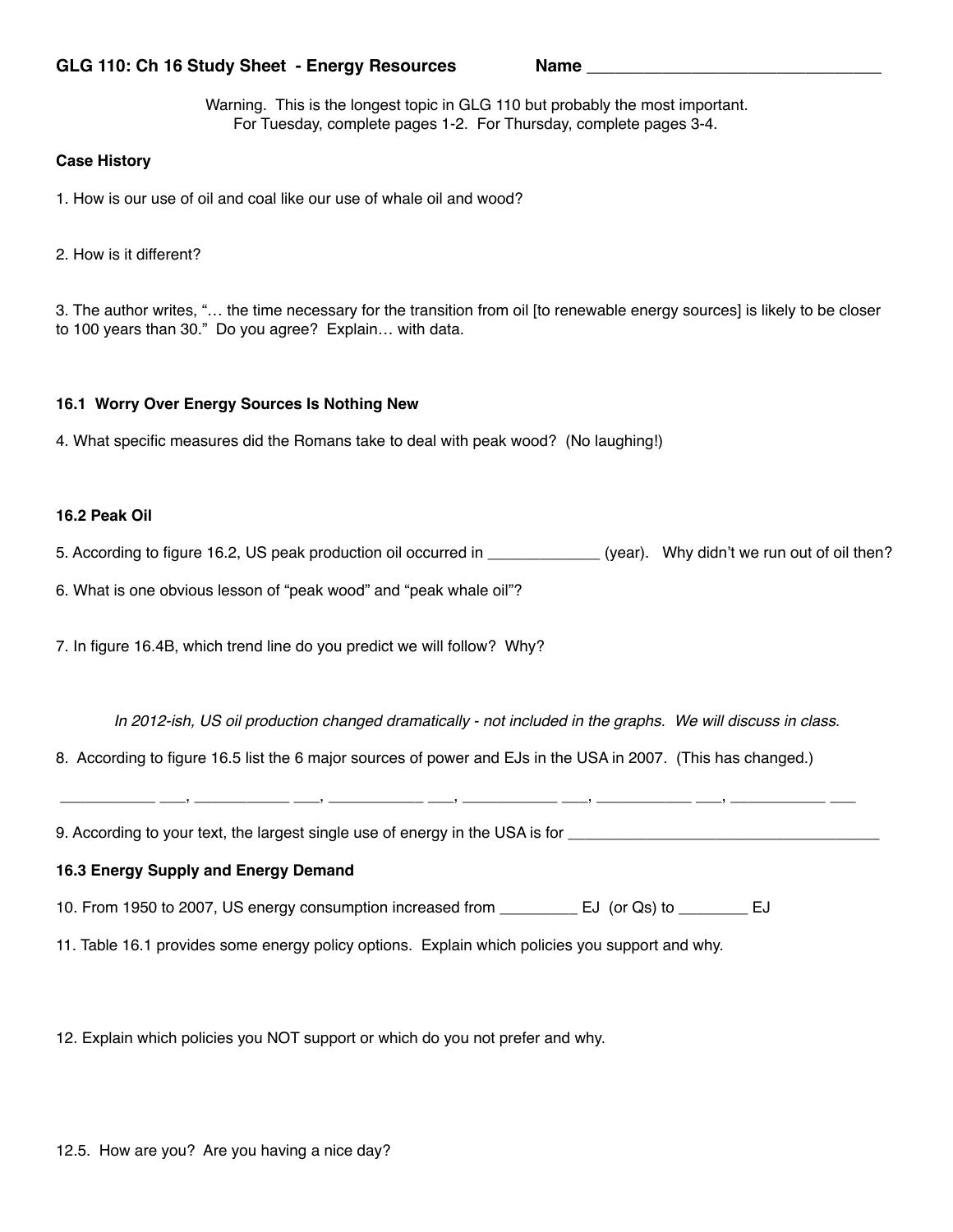**GLG 110: Ch 16 Study Sheet - Energy Resources** **Name** ________________________________

Warning. This is the longest topic in GLG 110 but probably the most important.
For Tuesday, complete pages 1-2. For Thursday, complete pages 3-4.

**Case History**

1. How is our use of oil and coal like our use of whale oil and wood?

2. How is it different?

3. The author writes, "… the time necessary for the transition from oil [to renewable energy sources] is likely to be closer to 100 years than 30." Do you agree? Explain… with data.

**16.1 Worry Over Energy Sources Is Nothing New**

4. What specific measures did the Romans take to deal with peak wood? (No laughing!)

**16.2 Peak Oil**

5. According to figure 16.2, US peak production oil occurred in ____________ (year). Why didn't we run out of oil then?

6. What is one obvious lesson of "peak wood" and "peak whale oil"?

7. In figure 16.4B, which trend line do you predict we will follow? Why?

*In 2012-ish, US oil production changed dramatically - not included in the graphs. We will discuss in class.*

8. According to figure 16.5 list the 6 major sources of power and EJs in the USA in 2007. (This has changed.)

___________ ___, ___________ ___, ___________ ___, ___________ ___, ___________ ___, ___________ ___

9. According to your text, the largest single use of energy in the USA is for ____________________________________

**16.3 Energy Supply and Energy Demand**

10. From 1950 to 2007, US energy consumption increased from _________ EJ (or Qs) to ________ EJ

11. Table 16.1 provides some energy policy options. Explain which policies you support and why.

12. Explain which policies you NOT support or which do you not prefer and why.

12.5. How are you? Are you having a nice day?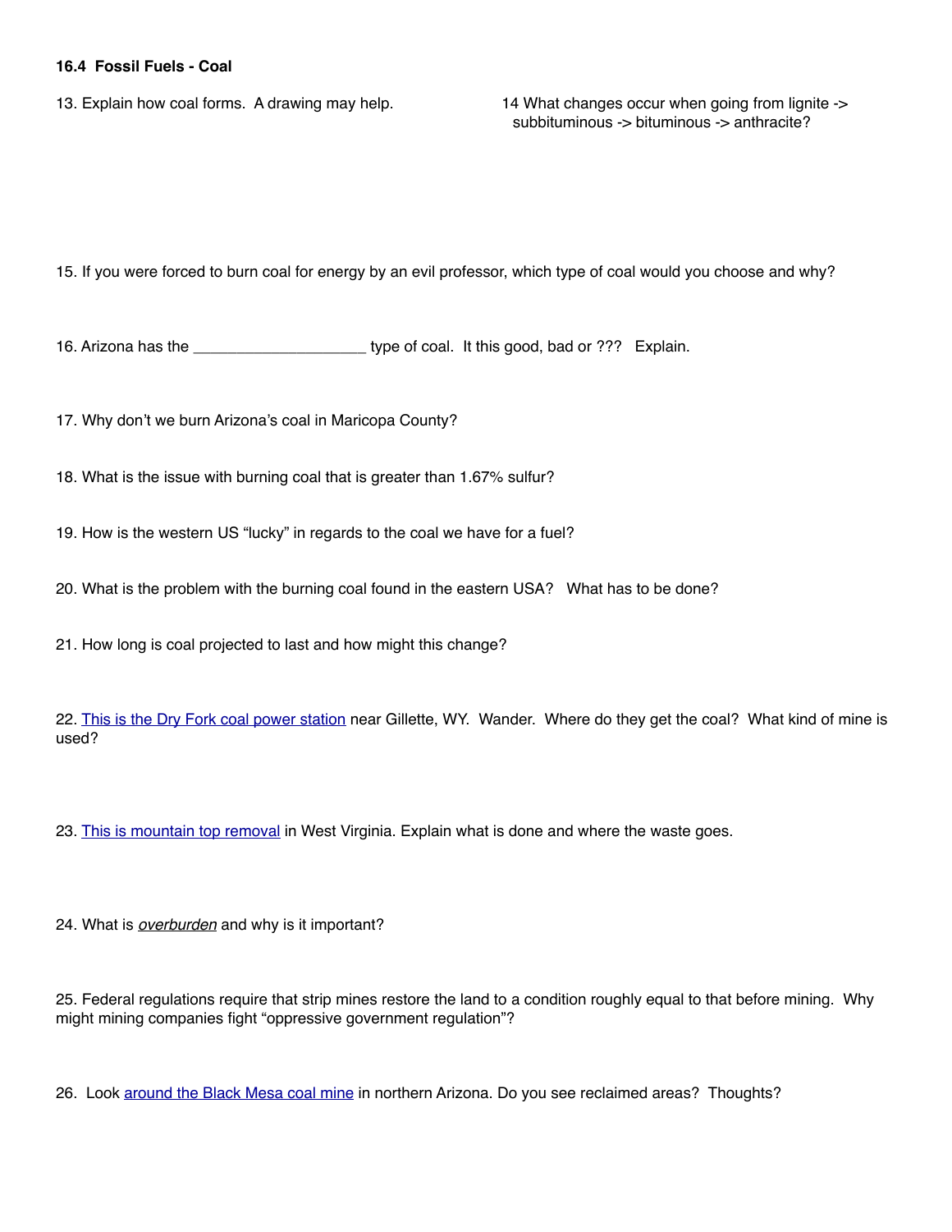**16.4 Fossil Fuels - Coal**

13. Explain how coal forms. A drawing may help.

14 What changes occur when going from lignite -> subbituminous -> bituminous -> anthracite?

15. If you were forced to burn coal for energy by an evil professor, which type of coal would you choose and why?

16. Arizona has the ____________________ type of coal. It this good, bad or ??? Explain.

17. Why don't we burn Arizona's coal in Maricopa County?

18. What is the issue with burning coal that is greater than 1.67% sulfur?

19. How is the western US "lucky" in regards to the coal we have for a fuel?

20. What is the problem with the burning coal found in the eastern USA? What has to be done?

21. How long is coal projected to last and how might this change?

22. This is the Dry Fork coal power station near Gillette, WY. Wander. Where do they get the coal? What kind of mine is used?

23. This is mountain top removal in West Virginia. Explain what is done and where the waste goes.

24. What is *overburden* and why is it important?

25. Federal regulations require that strip mines restore the land to a condition roughly equal to that before mining. Why might mining companies fight "oppressive government regulation"?

26. Look around the Black Mesa coal mine in northern Arizona. Do you see reclaimed areas? Thoughts?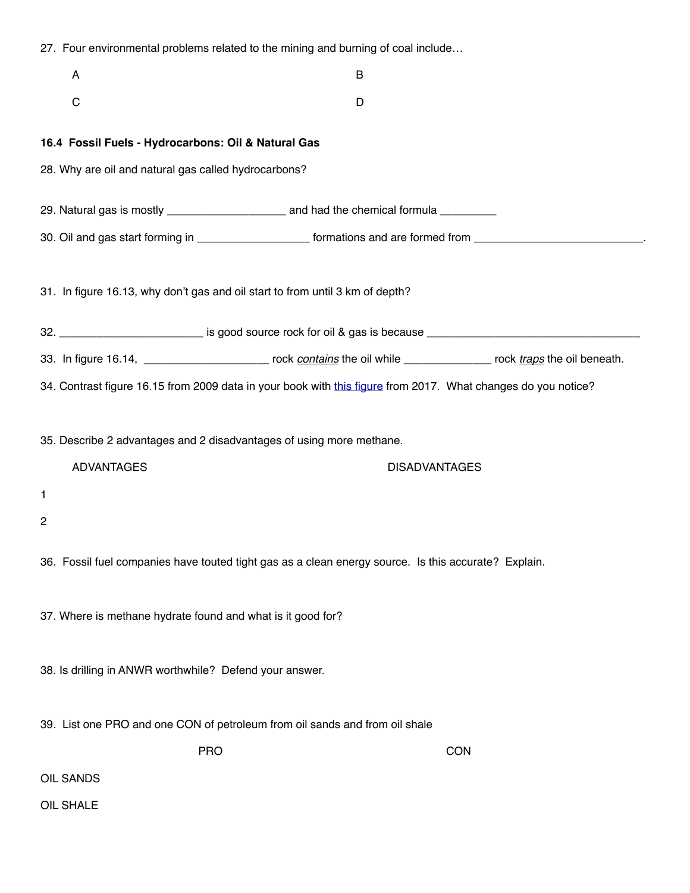27. Four environmental problems related to the mining and burning of coal include…

A | B
---|---
C | D

**16.4 Fossil Fuels - Hydrocarbons: Oil & Natural Gas**

28. Why are oil and natural gas called hydrocarbons?

29. Natural gas is mostly ___________________ and had the chemical formula _________

30. Oil and gas start forming in __________________ formations and are formed from ___________________________.

31. In figure 16.13, why don't gas and oil start to from until 3 km of depth?

32. _______________________ is good source rock for oil & gas is because ___________________________________

33. In figure 16.14, ____________________ rock *contains* the oil while ______________ rock *traps* the oil beneath.

34. Contrast figure 16.15 from 2009 data in your book with [this figure]() from 2017. What changes do you notice?

35. Describe 2 advantages and 2 disadvantages of using more methane.

| | ADVANTAGES | DISADVANTAGES |
|---|---|---|
| 1 | | |
| 2 | | |

36. Fossil fuel companies have touted tight gas as a clean energy source. Is this accurate? Explain.

37. Where is methane hydrate found and what is it good for?

38. Is drilling in ANWR worthwhile? Defend your answer.

39. List one PRO and one CON of petroleum from oil sands and from oil shale

| | PRO | CON |
|---|---|---|
| OIL SANDS | | |
| OIL SHALE | | |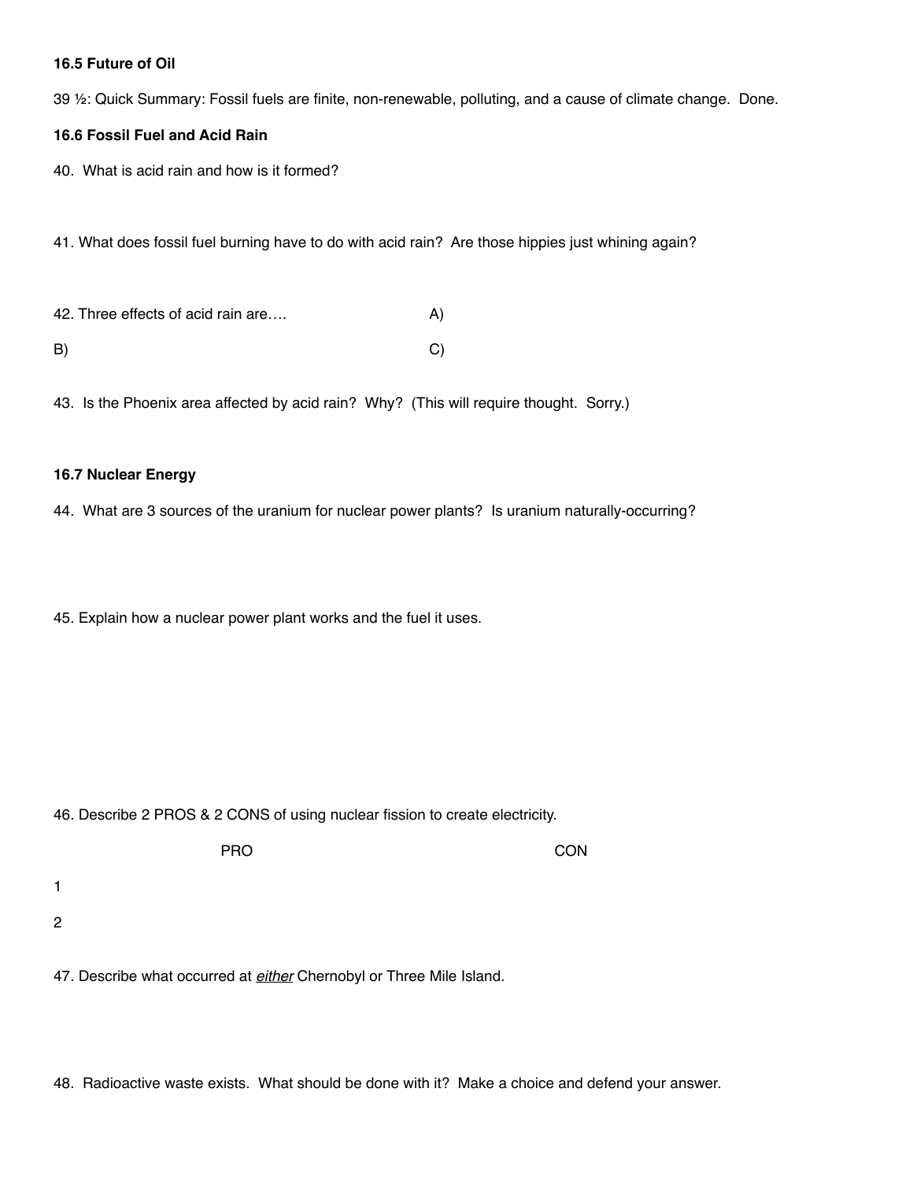**16.5 Future of Oil**

39 ½: Quick Summary: Fossil fuels are finite, non-renewable, polluting, and a cause of climate change. Done.

**16.6 Fossil Fuel and Acid Rain**

40. What is acid rain and how is it formed?

41. What does fossil fuel burning have to do with acid rain? Are those hippies just whining again?

42. Three effects of acid rain are…. A)

B) C)

43. Is the Phoenix area affected by acid rain? Why? (This will require thought. Sorry.)

**16.7 Nuclear Energy**

44. What are 3 sources of the uranium for nuclear power plants? Is uranium naturally-occurring?

45. Explain how a nuclear power plant works and the fuel it uses.

46. Describe 2 PROS & 2 CONS of using nuclear fission to create electricity.

| | PRO | CON |
|---|---|---|
| 1 | | |
| 2 | | |

47. Describe what occurred at ***either*** Chernobyl or Three Mile Island.

48. Radioactive waste exists. What should be done with it? Make a choice and defend your answer.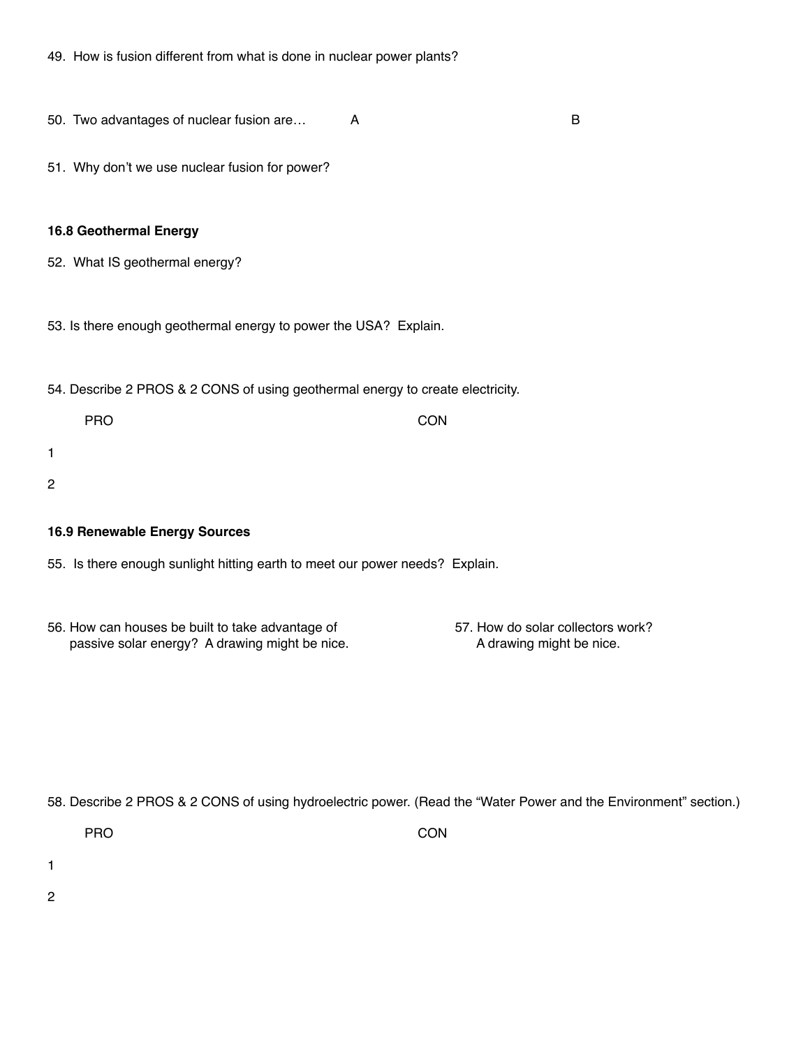49. How is fusion different from what is done in nuclear power plants?

50. Two advantages of nuclear fusion are… A B

51. Why don't we use nuclear fusion for power?

### 16.8 Geothermal Energy

52. What IS geothermal energy?

53. Is there enough geothermal energy to power the USA? Explain.

54. Describe 2 PROS & 2 CONS of using geothermal energy to create electricity.

| | PRO | CON |
|---|---|---|
| 1 | | |
| 2 | | |

### 16.9 Renewable Energy Sources

55. Is there enough sunlight hitting earth to meet our power needs? Explain.

56. How can houses be built to take advantage of passive solar energy? A drawing might be nice.

57. How do solar collectors work? A drawing might be nice.

58. Describe 2 PROS & 2 CONS of using hydroelectric power. (Read the "Water Power and the Environment" section.)

| | PRO | CON |
|---|---|---|
| 1 | | |
| 2 | | |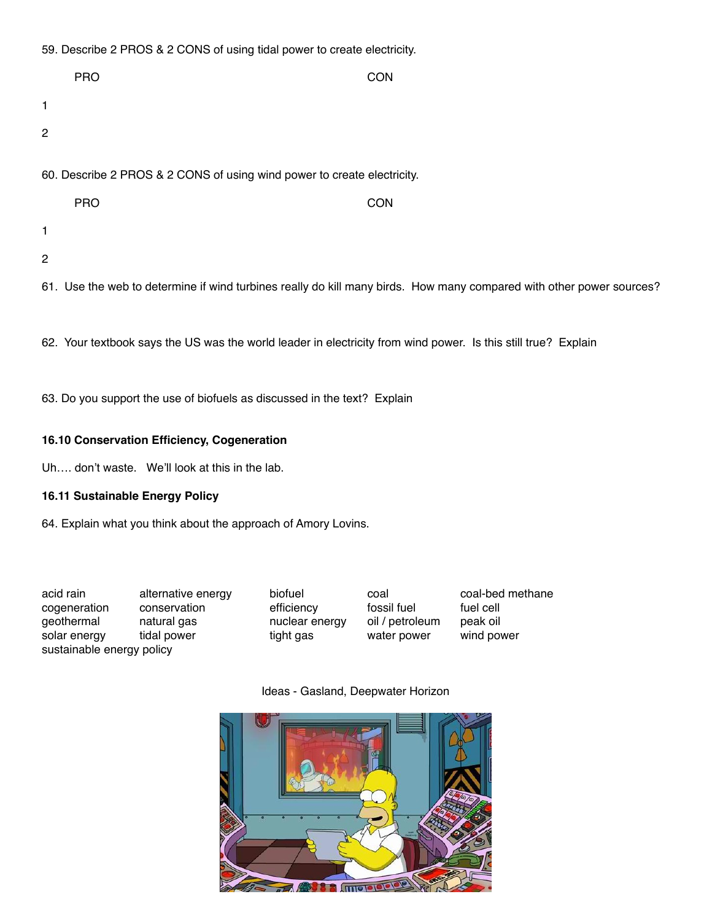59. Describe 2 PROS & 2 CONS of using tidal power to create electricity.

| | PRO | CON |
|---|---|---|
| 1 | | |
| 2 | | |

60. Describe 2 PROS & 2 CONS of using wind power to create electricity.

| | PRO | CON |
|---|---|---|
| 1 | | |
| 2 | | |

61. Use the web to determine if wind turbines really do kill many birds. How many compared with other power sources?

62. Your textbook says the US was the world leader in electricity from wind power. Is this still true? Explain

63. Do you support the use of biofuels as discussed in the text? Explain

**16.10 Conservation Efficiency, Cogeneration**

Uh…. don't waste. We'll look at this in the lab.

**16.11 Sustainable Energy Policy**

64. Explain what you think about the approach of Amory Lovins.

| | | | | |
|---|---|---|---|---|
| acid rain | alternative energy | biofuel | coal | coal-bed methane |
| cogeneration | conservation | efficiency | fossil fuel | fuel cell |
| geothermal | natural gas | nuclear energy | oil / petroleum | peak oil |
| solar energy | tidal power | tight gas | water power | wind power |
| sustainable energy policy | | | | |

Ideas - Gasland, Deepwater Horizon